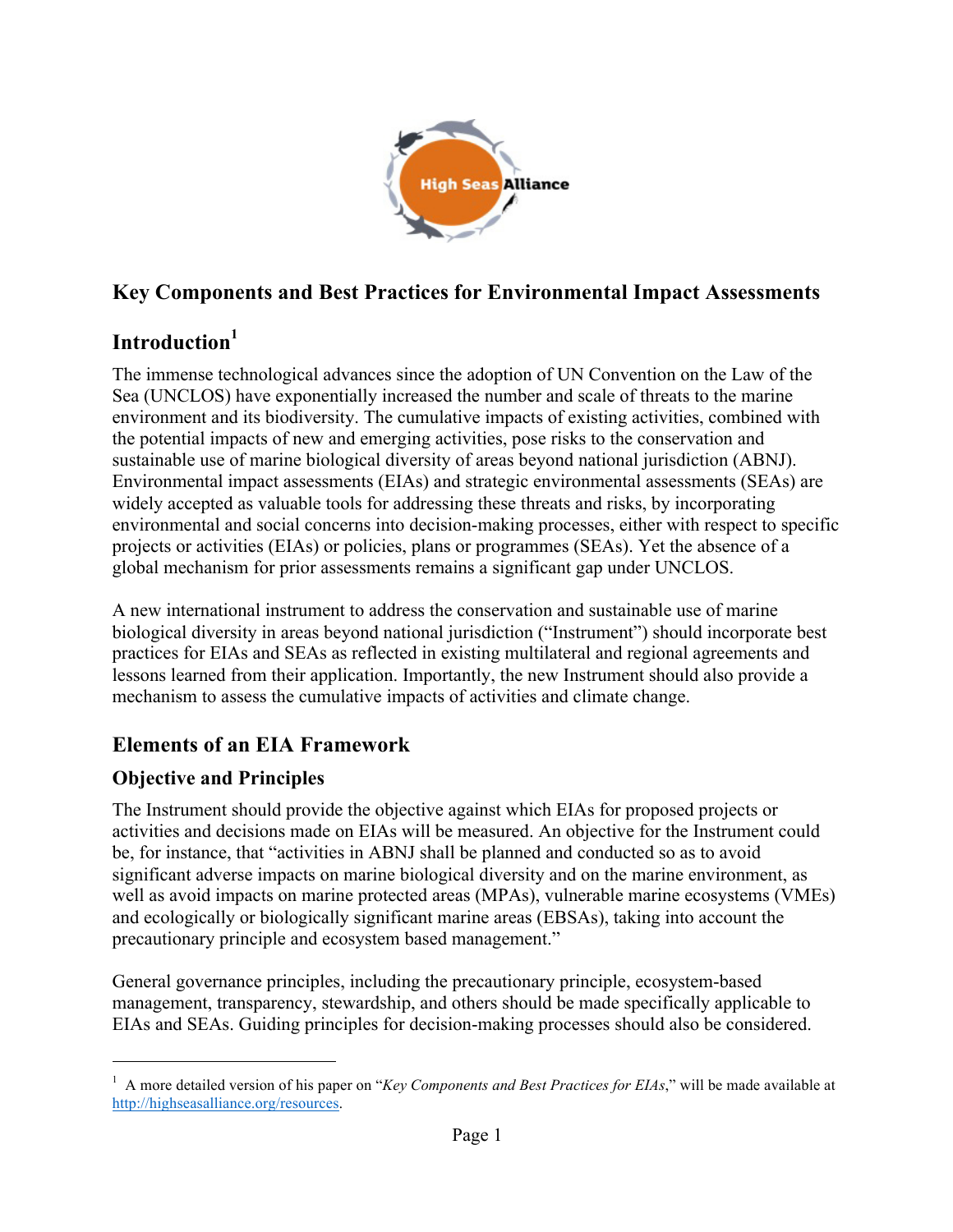# Key Components and Best Practices for Environmental Impact Assessments

## Introduction[1]

The immense technological advances since the adoption of UN Convention on the Law of the Sea (UNCLOS) have exponentially increased the number and scale of threats to the marine environment and its biodiversity. The cumulative impacts of existing activities, combined with the potential impacts of new and emerging activities, pose risks to the conservation and sustainable use of marine biological diversity of areas beyond national jurisdiction (ABNJ). Environmental impact assessments (EIAs) and strategic environmental assessments (SEAs) are widely accepted as valuable tools for addressing these threats and risks, by incorporating environmental and social concerns into decision-making processes, either with respect to specific projects or activities (EIAs) or policies, plans or programmes (SEAs). Yet the absence of a global mechanism for prior assessments remains a significant gap under UNCLOS.

A new international instrument to address the conservation and sustainable use of marine biological diversity in areas beyond national jurisdiction ("Instrument") should incorporate best practices for EIAs and SEAs as reflected in existing multilateral and regional agreements and lessons learned from their application. Importantly, the new Instrument should also provide a mechanism to assess the cumulative impacts of activities and climate change.

## Elements of an EIA Framework

### Objective and Principles

The Instrument should provide the objective against which EIAs for proposed projects or activities and decisions made on EIAs will be measured. An objective for the Instrument could be, for instance, that "activities in ABNJ shall be planned and conducted so as to avoid significant adverse impacts on marine biological diversity and on the marine environment, as well as avoid impacts on marine protected areas (MPAs), vulnerable marine ecosystems (VMEs) and ecologically or biologically significant marine areas (EBSAs), taking into account the precautionary principle and ecosystem based management."

General governance principles, including the precautionary principle, ecosystem-based management, transparency, stewardship, and others should be made specifically applicable to EIAs and SEAs. Guiding principles for decision-making processes should also be considered.

---

[1] A more detailed version of his paper on "*Key Components and Best Practices for EIAs*," will be made available at http://highseasalliance.org/resources.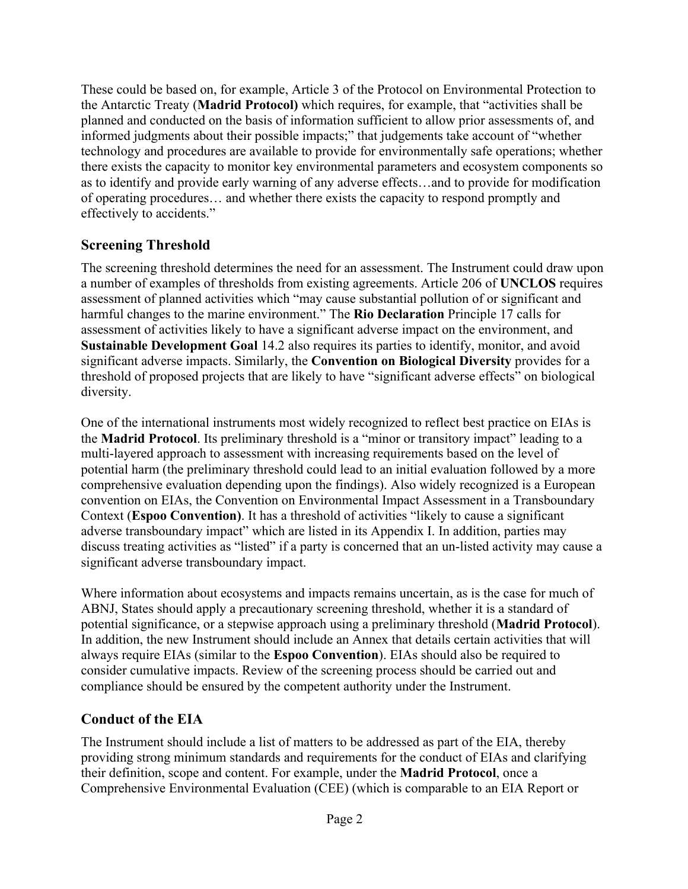These could be based on, for example, Article 3 of the Protocol on Environmental Protection to the Antarctic Treaty (**Madrid Protocol)** which requires, for example, that "activities shall be planned and conducted on the basis of information sufficient to allow prior assessments of, and informed judgments about their possible impacts;" that judgements take account of "whether technology and procedures are available to provide for environmentally safe operations; whether there exists the capacity to monitor key environmental parameters and ecosystem components so as to identify and provide early warning of any adverse effects…and to provide for modification of operating procedures… and whether there exists the capacity to respond promptly and effectively to accidents."

## Screening Threshold

The screening threshold determines the need for an assessment. The Instrument could draw upon a number of examples of thresholds from existing agreements. Article 206 of **UNCLOS** requires assessment of planned activities which "may cause substantial pollution of or significant and harmful changes to the marine environment." The **Rio Declaration** Principle 17 calls for assessment of activities likely to have a significant adverse impact on the environment, and **Sustainable Development Goal** 14.2 also requires its parties to identify, monitor, and avoid significant adverse impacts. Similarly, the **Convention on Biological Diversity** provides for a threshold of proposed projects that are likely to have "significant adverse effects" on biological diversity.

One of the international instruments most widely recognized to reflect best practice on EIAs is the **Madrid Protocol**. Its preliminary threshold is a "minor or transitory impact" leading to a multi-layered approach to assessment with increasing requirements based on the level of potential harm (the preliminary threshold could lead to an initial evaluation followed by a more comprehensive evaluation depending upon the findings). Also widely recognized is a European convention on EIAs, the Convention on Environmental Impact Assessment in a Transboundary Context (**Espoo Convention)**. It has a threshold of activities "likely to cause a significant adverse transboundary impact" which are listed in its Appendix I. In addition, parties may discuss treating activities as "listed" if a party is concerned that an un-listed activity may cause a significant adverse transboundary impact.

Where information about ecosystems and impacts remains uncertain, as is the case for much of ABNJ, States should apply a precautionary screening threshold, whether it is a standard of potential significance, or a stepwise approach using a preliminary threshold (**Madrid Protocol**). In addition, the new Instrument should include an Annex that details certain activities that will always require EIAs (similar to the **Espoo Convention**). EIAs should also be required to consider cumulative impacts. Review of the screening process should be carried out and compliance should be ensured by the competent authority under the Instrument.

## Conduct of the EIA

The Instrument should include a list of matters to be addressed as part of the EIA, thereby providing strong minimum standards and requirements for the conduct of EIAs and clarifying their definition, scope and content. For example, under the **Madrid Protocol**, once a Comprehensive Environmental Evaluation (CEE) (which is comparable to an EIA Report or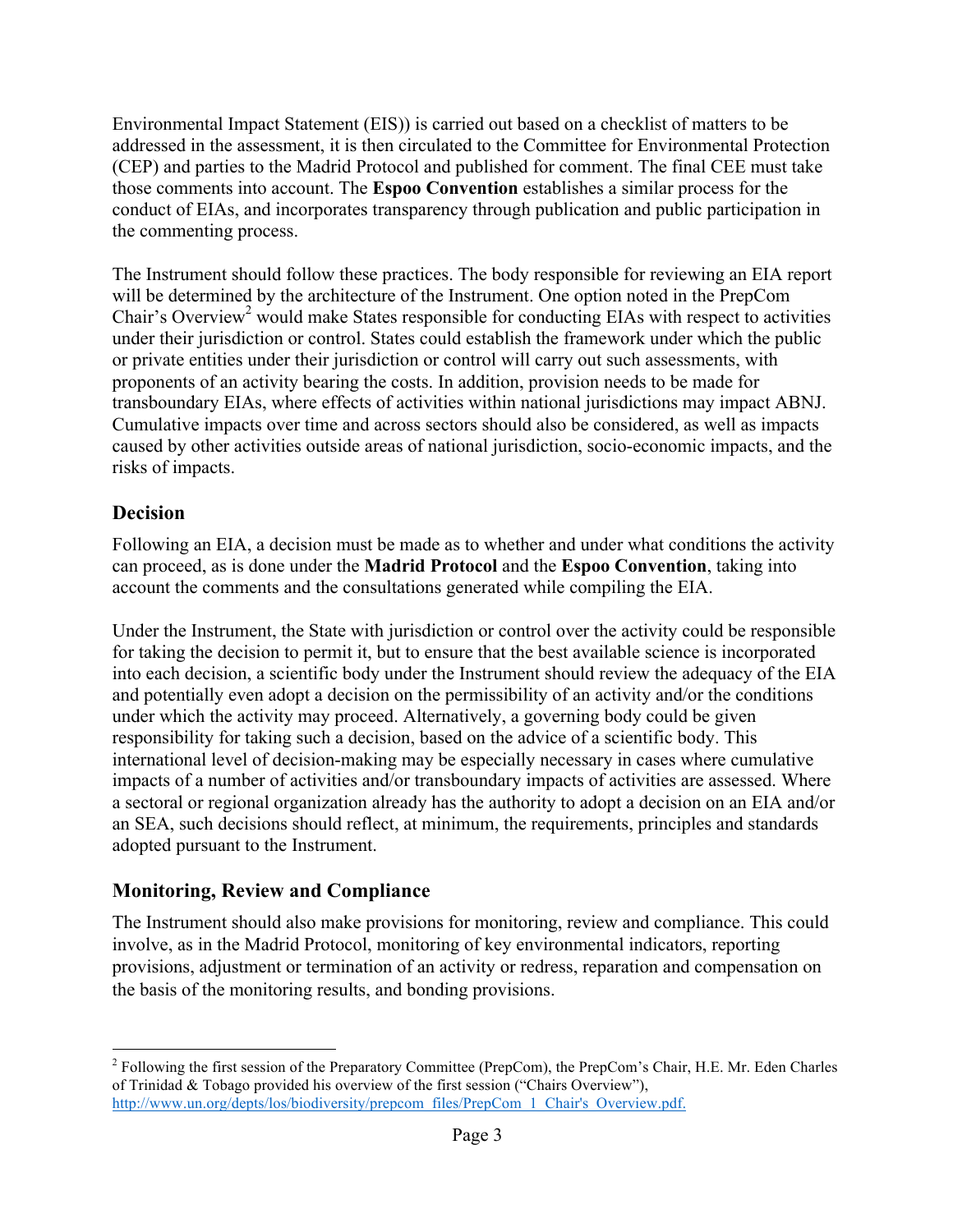Environmental Impact Statement (EIS)) is carried out based on a checklist of matters to be addressed in the assessment, it is then circulated to the Committee for Environmental Protection (CEP) and parties to the Madrid Protocol and published for comment. The final CEE must take those comments into account. The **Espoo Convention** establishes a similar process for the conduct of EIAs, and incorporates transparency through publication and public participation in the commenting process.

The Instrument should follow these practices. The body responsible for reviewing an EIA report will be determined by the architecture of the Instrument. One option noted in the PrepCom Chair's Overview[2] would make States responsible for conducting EIAs with respect to activities under their jurisdiction or control. States could establish the framework under which the public or private entities under their jurisdiction or control will carry out such assessments, with proponents of an activity bearing the costs. In addition, provision needs to be made for transboundary EIAs, where effects of activities within national jurisdictions may impact ABNJ. Cumulative impacts over time and across sectors should also be considered, as well as impacts caused by other activities outside areas of national jurisdiction, socio-economic impacts, and the risks of impacts.

## Decision

Following an EIA, a decision must be made as to whether and under what conditions the activity can proceed, as is done under the **Madrid Protocol** and the **Espoo Convention**, taking into account the comments and the consultations generated while compiling the EIA.

Under the Instrument, the State with jurisdiction or control over the activity could be responsible for taking the decision to permit it, but to ensure that the best available science is incorporated into each decision, a scientific body under the Instrument should review the adequacy of the EIA and potentially even adopt a decision on the permissibility of an activity and/or the conditions under which the activity may proceed. Alternatively, a governing body could be given responsibility for taking such a decision, based on the advice of a scientific body. This international level of decision-making may be especially necessary in cases where cumulative impacts of a number of activities and/or transboundary impacts of activities are assessed. Where a sectoral or regional organization already has the authority to adopt a decision on an EIA and/or an SEA, such decisions should reflect, at minimum, the requirements, principles and standards adopted pursuant to the Instrument.

## Monitoring, Review and Compliance

The Instrument should also make provisions for monitoring, review and compliance. This could involve, as in the Madrid Protocol, monitoring of key environmental indicators, reporting provisions, adjustment or termination of an activity or redress, reparation and compensation on the basis of the monitoring results, and bonding provisions.

---

[2] Following the first session of the Preparatory Committee (PrepCom), the PrepCom's Chair, H.E. Mr. Eden Charles of Trinidad & Tobago provided his overview of the first session ("Chairs Overview"), http://www.un.org/depts/los/biodiversity/prepcom_files/PrepCom_1_Chair's_Overview.pdf.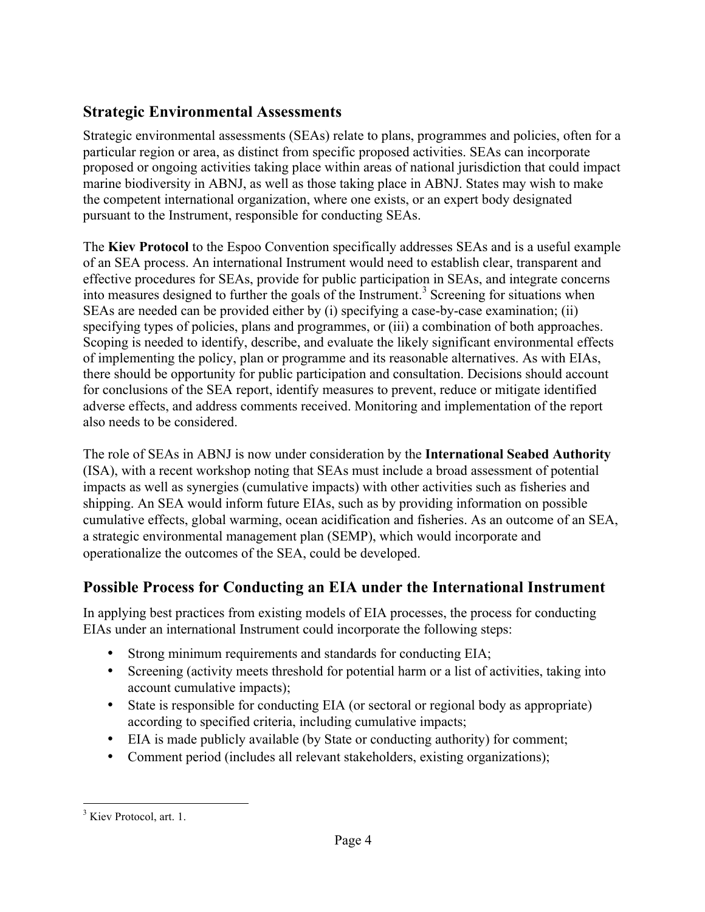## Strategic Environmental Assessments

Strategic environmental assessments (SEAs) relate to plans, programmes and policies, often for a particular region or area, as distinct from specific proposed activities. SEAs can incorporate proposed or ongoing activities taking place within areas of national jurisdiction that could impact marine biodiversity in ABNJ, as well as those taking place in ABNJ. States may wish to make the competent international organization, where one exists, or an expert body designated pursuant to the Instrument, responsible for conducting SEAs.

The **Kiev Protocol** to the Espoo Convention specifically addresses SEAs and is a useful example of an SEA process. An international Instrument would need to establish clear, transparent and effective procedures for SEAs, provide for public participation in SEAs, and integrate concerns into measures designed to further the goals of the Instrument.[3] Screening for situations when SEAs are needed can be provided either by (i) specifying a case-by-case examination; (ii) specifying types of policies, plans and programmes, or (iii) a combination of both approaches. Scoping is needed to identify, describe, and evaluate the likely significant environmental effects of implementing the policy, plan or programme and its reasonable alternatives. As with EIAs, there should be opportunity for public participation and consultation. Decisions should account for conclusions of the SEA report, identify measures to prevent, reduce or mitigate identified adverse effects, and address comments received. Monitoring and implementation of the report also needs to be considered.

The role of SEAs in ABNJ is now under consideration by the **International Seabed Authority** (ISA), with a recent workshop noting that SEAs must include a broad assessment of potential impacts as well as synergies (cumulative impacts) with other activities such as fisheries and shipping. An SEA would inform future EIAs, such as by providing information on possible cumulative effects, global warming, ocean acidification and fisheries. As an outcome of an SEA, a strategic environmental management plan (SEMP), which would incorporate and operationalize the outcomes of the SEA, could be developed.

## Possible Process for Conducting an EIA under the International Instrument

In applying best practices from existing models of EIA processes, the process for conducting EIAs under an international Instrument could incorporate the following steps:

- Strong minimum requirements and standards for conducting EIA;
- Screening (activity meets threshold for potential harm or a list of activities, taking into account cumulative impacts);
- State is responsible for conducting EIA (or sectoral or regional body as appropriate) according to specified criteria, including cumulative impacts;
- EIA is made publicly available (by State or conducting authority) for comment;
- Comment period (includes all relevant stakeholders, existing organizations);

[3] Kiev Protocol, art. 1.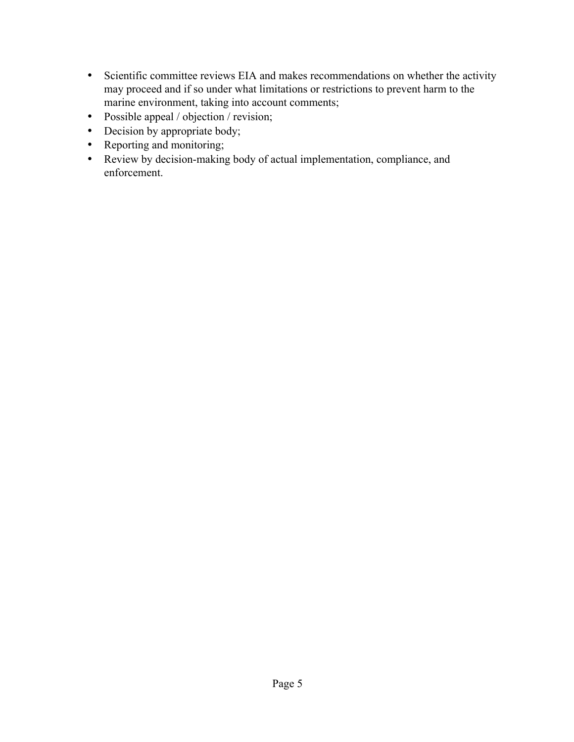- Scientific committee reviews EIA and makes recommendations on whether the activity may proceed and if so under what limitations or restrictions to prevent harm to the marine environment, taking into account comments;
- Possible appeal / objection / revision;
- Decision by appropriate body;
- Reporting and monitoring;
- Review by decision-making body of actual implementation, compliance, and enforcement.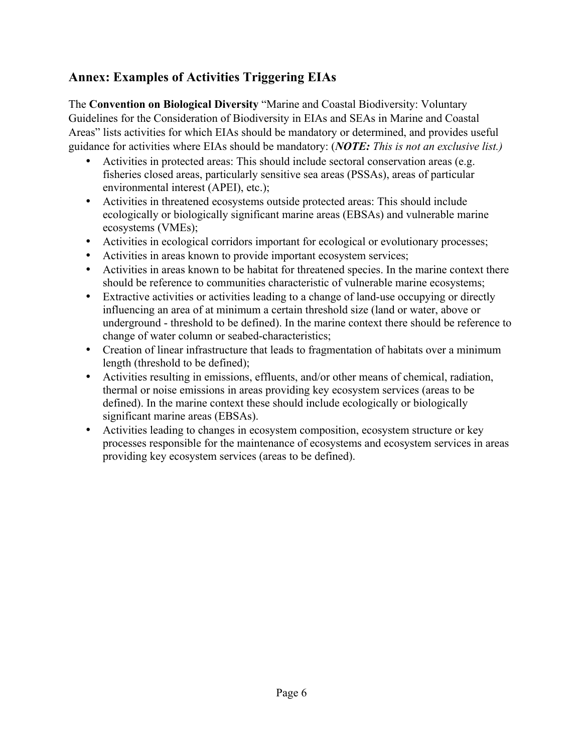## Annex: Examples of Activities Triggering EIAs

The **Convention on Biological Diversity** "Marine and Coastal Biodiversity: Voluntary Guidelines for the Consideration of Biodiversity in EIAs and SEAs in Marine and Coastal Areas" lists activities for which EIAs should be mandatory or determined, and provides useful guidance for activities where EIAs should be mandatory: (***NOTE:*** *This is not an exclusive list.)*

- Activities in protected areas: This should include sectoral conservation areas (e.g. fisheries closed areas, particularly sensitive sea areas (PSSAs), areas of particular environmental interest (APEI), etc.);
- Activities in threatened ecosystems outside protected areas: This should include ecologically or biologically significant marine areas (EBSAs) and vulnerable marine ecosystems (VMEs);
- Activities in ecological corridors important for ecological or evolutionary processes;
- Activities in areas known to provide important ecosystem services;
- Activities in areas known to be habitat for threatened species. In the marine context there should be reference to communities characteristic of vulnerable marine ecosystems;
- Extractive activities or activities leading to a change of land-use occupying or directly influencing an area of at minimum a certain threshold size (land or water, above or underground - threshold to be defined). In the marine context there should be reference to change of water column or seabed-characteristics;
- Creation of linear infrastructure that leads to fragmentation of habitats over a minimum length (threshold to be defined);
- Activities resulting in emissions, effluents, and/or other means of chemical, radiation, thermal or noise emissions in areas providing key ecosystem services (areas to be defined). In the marine context these should include ecologically or biologically significant marine areas (EBSAs).
- Activities leading to changes in ecosystem composition, ecosystem structure or key processes responsible for the maintenance of ecosystems and ecosystem services in areas providing key ecosystem services (areas to be defined).